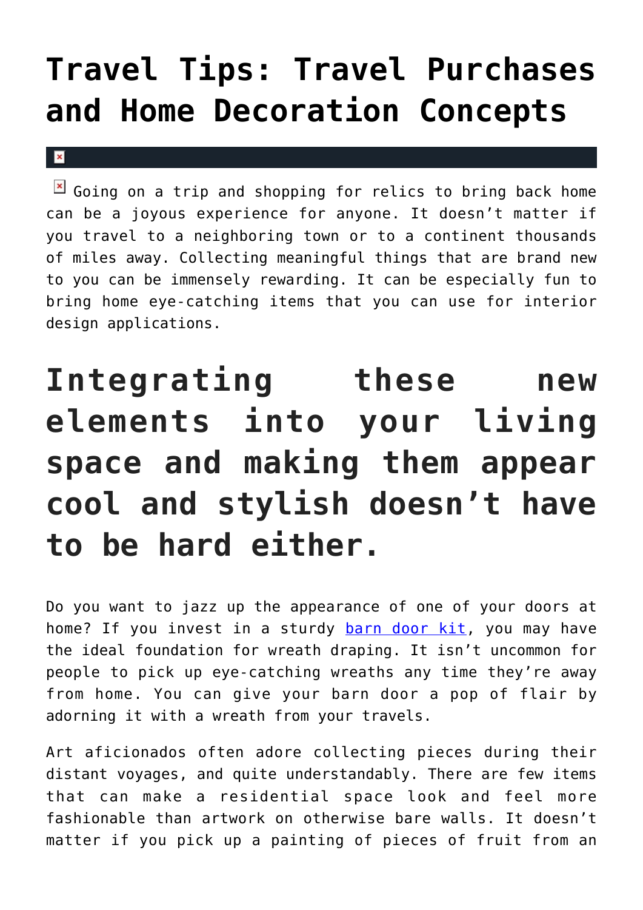# Travel Tips: Travel Purchases and Home Decoration Concepts

Going on a trip and shopping for relics to bring back home can be a joyous experience for anyone. It doesn't matter if you travel to a neighboring town or to a continent thousands of miles away. Collecting meaningful things that are brand new to you can be immensely rewarding. It can be especially fun to bring home eye-catching items that you can use for interior design applications.

## Integrating these new elements into your living space and making them appear cool and stylish doesn't have to be hard either.

Do you want to jazz up the appearance of one of your doors at home? If you invest in a sturdy barn door kit, you may have the ideal foundation for wreath draping. It isn't uncommon for people to pick up eye-catching wreaths any time they're away from home. You can give your barn door a pop of flair by adorning it with a wreath from your travels.

Art aficionados often adore collecting pieces during their distant voyages, and quite understandably. There are few items that can make a residential space look and feel more fashionable than artwork on otherwise bare walls. It doesn't matter if you pick up a painting of pieces of fruit from an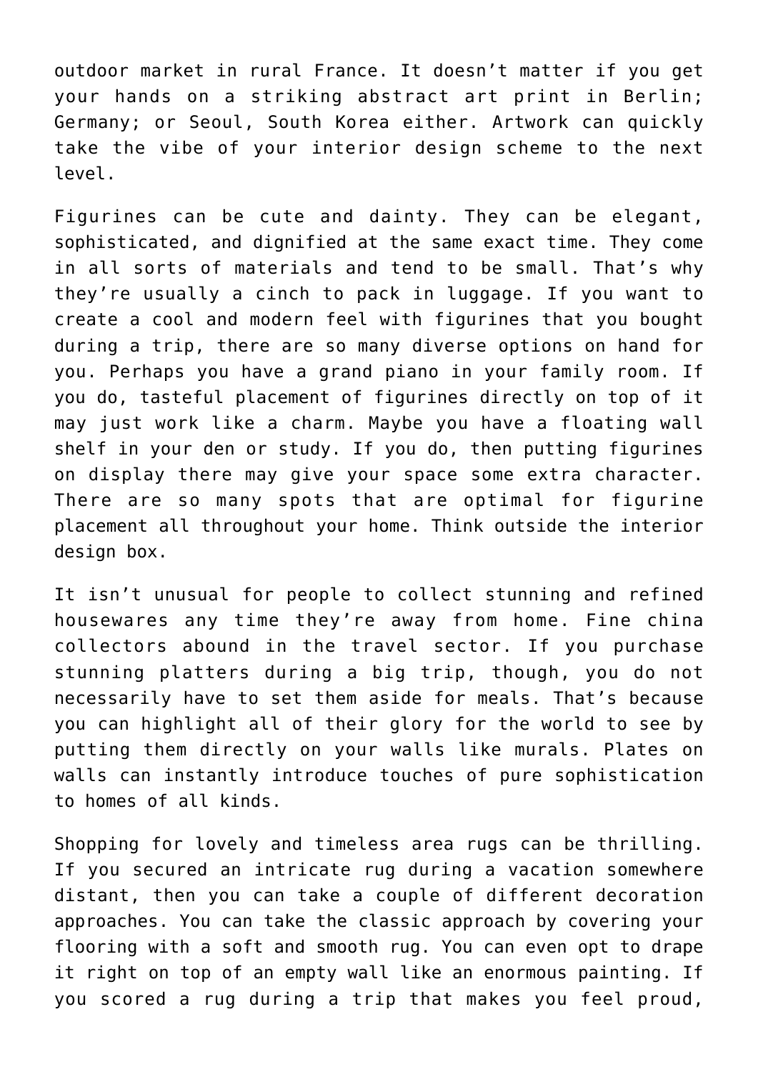outdoor market in rural France. It doesn't matter if you get your hands on a striking abstract art print in Berlin; Germany; or Seoul, South Korea either. Artwork can quickly take the vibe of your interior design scheme to the next level.

Figurines can be cute and dainty. They can be elegant, sophisticated, and dignified at the same exact time. They come in all sorts of materials and tend to be small. That's why they're usually a cinch to pack in luggage. If you want to create a cool and modern feel with figurines that you bought during a trip, there are so many diverse options on hand for you. Perhaps you have a grand piano in your family room. If you do, tasteful placement of figurines directly on top of it may just work like a charm. Maybe you have a floating wall shelf in your den or study. If you do, then putting figurines on display there may give your space some extra character. There are so many spots that are optimal for figurine placement all throughout your home. Think outside the interior design box.

It isn't unusual for people to collect stunning and refined housewares any time they're away from home. Fine china collectors abound in the travel sector. If you purchase stunning platters during a big trip, though, you do not necessarily have to set them aside for meals. That's because you can highlight all of their glory for the world to see by putting them directly on your walls like murals. Plates on walls can instantly introduce touches of pure sophistication to homes of all kinds.

Shopping for lovely and timeless area rugs can be thrilling. If you secured an intricate rug during a vacation somewhere distant, then you can take a couple of different decoration approaches. You can take the classic approach by covering your flooring with a soft and smooth rug. You can even opt to drape it right on top of an empty wall like an enormous painting. If you scored a rug during a trip that makes you feel proud,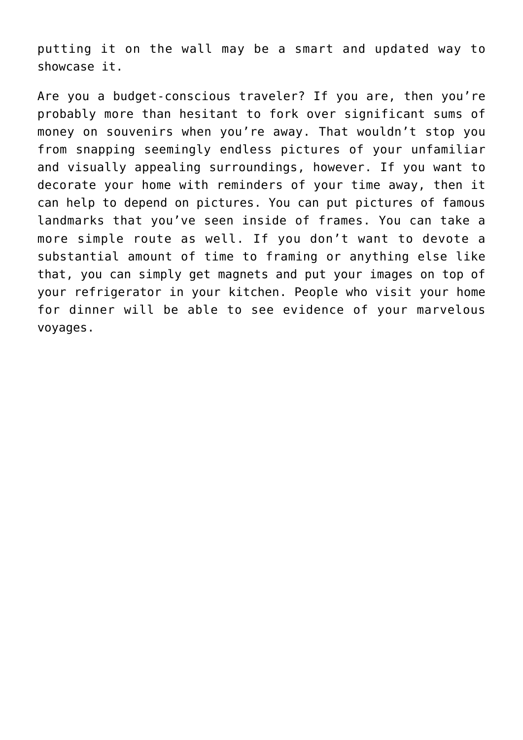putting it on the wall may be a smart and updated way to showcase it.

Are you a budget-conscious traveler? If you are, then you're probably more than hesitant to fork over significant sums of money on souvenirs when you're away. That wouldn't stop you from snapping seemingly endless pictures of your unfamiliar and visually appealing surroundings, however. If you want to decorate your home with reminders of your time away, then it can help to depend on pictures. You can put pictures of famous landmarks that you've seen inside of frames. You can take a more simple route as well. If you don't want to devote a substantial amount of time to framing or anything else like that, you can simply get magnets and put your images on top of your refrigerator in your kitchen. People who visit your home for dinner will be able to see evidence of your marvelous voyages.